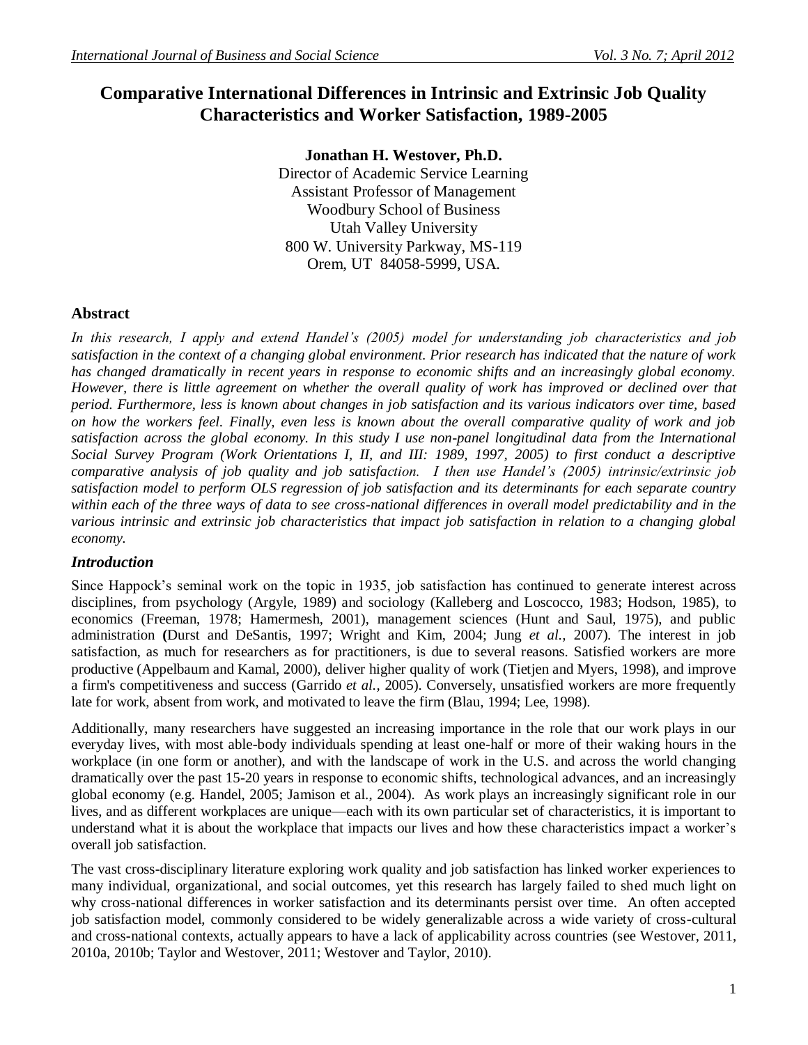# Comparative International Differences in Intrinsic and Extrinsic Job Quality Characteristics and Worker Satisfaction, 1989-2005

**Jonathan H. Westover, Ph.D.**
Director of Academic Service Learning
Assistant Professor of Management
Woodbury School of Business
Utah Valley University
800 W. University Parkway, MS-119
Orem, UT 84058-5999, USA.

## Abstract

*In this research, I apply and extend Handel's (2005) model for understanding job characteristics and job satisfaction in the context of a changing global environment. Prior research has indicated that the nature of work has changed dramatically in recent years in response to economic shifts and an increasingly global economy. However, there is little agreement on whether the overall quality of work has improved or declined over that period. Furthermore, less is known about changes in job satisfaction and its various indicators over time, based on how the workers feel. Finally, even less is known about the overall comparative quality of work and job satisfaction across the global economy. In this study I use non-panel longitudinal data from the International Social Survey Program (Work Orientations I, II, and III: 1989, 1997, 2005) to first conduct a descriptive comparative analysis of job quality and job satisfaction. I then use Handel's (2005) intrinsic/extrinsic job satisfaction model to perform OLS regression of job satisfaction and its determinants for each separate country within each of the three ways of data to see cross-national differences in overall model predictability and in the various intrinsic and extrinsic job characteristics that impact job satisfaction in relation to a changing global economy.*

## *Introduction*

Since Happock's seminal work on the topic in 1935, job satisfaction has continued to generate interest across disciplines, from psychology (Argyle, 1989) and sociology (Kalleberg and Loscocco, 1983; Hodson, 1985), to economics (Freeman, 1978; Hamermesh, 2001), management sciences (Hunt and Saul, 1975), and public administration **(**Durst and DeSantis, 1997; Wright and Kim, 2004; Jung *et al.*, 2007). The interest in job satisfaction, as much for researchers as for practitioners, is due to several reasons. Satisfied workers are more productive (Appelbaum and Kamal, 2000), deliver higher quality of work (Tietjen and Myers, 1998), and improve a firm's competitiveness and success (Garrido *et al.*, 2005). Conversely, unsatisfied workers are more frequently late for work, absent from work, and motivated to leave the firm (Blau, 1994; Lee, 1998).

Additionally, many researchers have suggested an increasing importance in the role that our work plays in our everyday lives, with most able-body individuals spending at least one-half or more of their waking hours in the workplace (in one form or another), and with the landscape of work in the U.S. and across the world changing dramatically over the past 15-20 years in response to economic shifts, technological advances, and an increasingly global economy (e.g. Handel, 2005; Jamison et al., 2004). As work plays an increasingly significant role in our lives, and as different workplaces are unique—each with its own particular set of characteristics, it is important to understand what it is about the workplace that impacts our lives and how these characteristics impact a worker's overall job satisfaction.

The vast cross-disciplinary literature exploring work quality and job satisfaction has linked worker experiences to many individual, organizational, and social outcomes, yet this research has largely failed to shed much light on why cross-national differences in worker satisfaction and its determinants persist over time. An often accepted job satisfaction model, commonly considered to be widely generalizable across a wide variety of cross-cultural and cross-national contexts, actually appears to have a lack of applicability across countries (see Westover, 2011, 2010a, 2010b; Taylor and Westover, 2011; Westover and Taylor, 2010).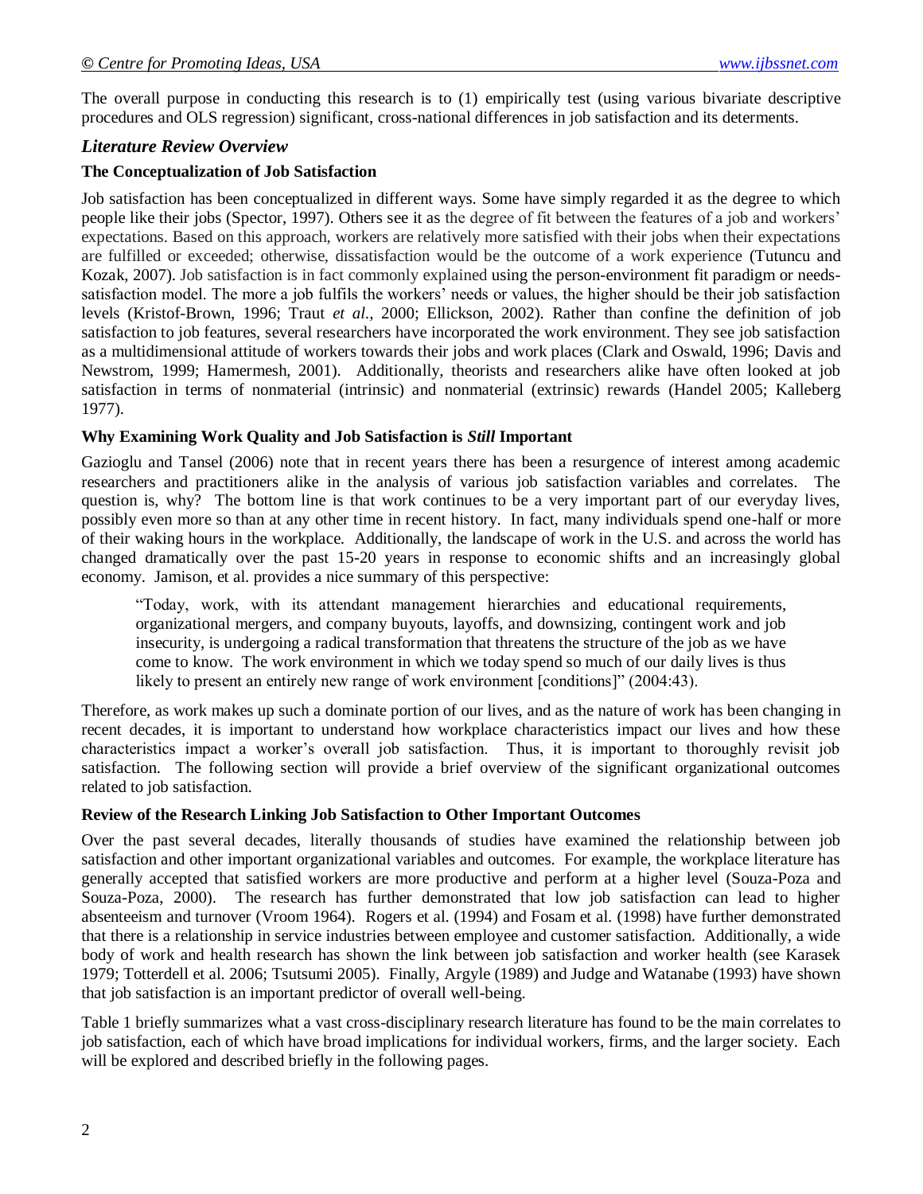The overall purpose in conducting this research is to (1) empirically test (using various bivariate descriptive procedures and OLS regression) significant, cross-national differences in job satisfaction and its determents.

## *Literature Review Overview*

### The Conceptualization of Job Satisfaction

Job satisfaction has been conceptualized in different ways. Some have simply regarded it as the degree to which people like their jobs (Spector, 1997). Others see it as the degree of fit between the features of a job and workers' expectations. Based on this approach, workers are relatively more satisfied with their jobs when their expectations are fulfilled or exceeded; otherwise, dissatisfaction would be the outcome of a work experience (Tutuncu and Kozak, 2007). Job satisfaction is in fact commonly explained using the person-environment fit paradigm or needs-satisfaction model. The more a job fulfils the workers' needs or values, the higher should be their job satisfaction levels (Kristof-Brown, 1996; Traut *et al.*, 2000; Ellickson, 2002). Rather than confine the definition of job satisfaction to job features, several researchers have incorporated the work environment. They see job satisfaction as a multidimensional attitude of workers towards their jobs and work places (Clark and Oswald, 1996; Davis and Newstrom, 1999; Hamermesh, 2001). Additionally, theorists and researchers alike have often looked at job satisfaction in terms of nonmaterial (intrinsic) and nonmaterial (extrinsic) rewards (Handel 2005; Kalleberg 1977).

### Why Examining Work Quality and Job Satisfaction is *Still* Important

Gazioglu and Tansel (2006) note that in recent years there has been a resurgence of interest among academic researchers and practitioners alike in the analysis of various job satisfaction variables and correlates. The question is, why? The bottom line is that work continues to be a very important part of our everyday lives, possibly even more so than at any other time in recent history. In fact, many individuals spend one-half or more of their waking hours in the workplace. Additionally, the landscape of work in the U.S. and across the world has changed dramatically over the past 15-20 years in response to economic shifts and an increasingly global economy. Jamison, et al. provides a nice summary of this perspective:

> "Today, work, with its attendant management hierarchies and educational requirements, organizational mergers, and company buyouts, layoffs, and downsizing, contingent work and job insecurity, is undergoing a radical transformation that threatens the structure of the job as we have come to know. The work environment in which we today spend so much of our daily lives is thus likely to present an entirely new range of work environment [conditions]" (2004:43).

Therefore, as work makes up such a dominate portion of our lives, and as the nature of work has been changing in recent decades, it is important to understand how workplace characteristics impact our lives and how these characteristics impact a worker's overall job satisfaction. Thus, it is important to thoroughly revisit job satisfaction. The following section will provide a brief overview of the significant organizational outcomes related to job satisfaction.

### Review of the Research Linking Job Satisfaction to Other Important Outcomes

Over the past several decades, literally thousands of studies have examined the relationship between job satisfaction and other important organizational variables and outcomes. For example, the workplace literature has generally accepted that satisfied workers are more productive and perform at a higher level (Souza-Poza and Souza-Poza, 2000). The research has further demonstrated that low job satisfaction can lead to higher absenteeism and turnover (Vroom 1964). Rogers et al. (1994) and Fosam et al. (1998) have further demonstrated that there is a relationship in service industries between employee and customer satisfaction. Additionally, a wide body of work and health research has shown the link between job satisfaction and worker health (see Karasek 1979; Totterdell et al. 2006; Tsutsumi 2005). Finally, Argyle (1989) and Judge and Watanabe (1993) have shown that job satisfaction is an important predictor of overall well-being.

Table 1 briefly summarizes what a vast cross-disciplinary research literature has found to be the main correlates to job satisfaction, each of which have broad implications for individual workers, firms, and the larger society. Each will be explored and described briefly in the following pages.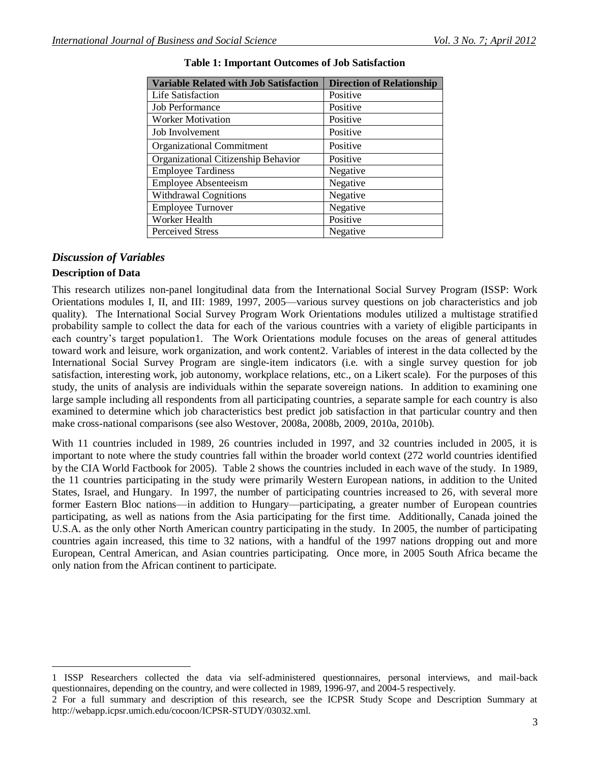**Table 1: Important Outcomes of Job Satisfaction**

| Variable Related with Job Satisfaction | Direction of Relationship |
|---|---|
| Life Satisfaction | Positive |
| Job Performance | Positive |
| Worker Motivation | Positive |
| Job Involvement | Positive |
| Organizational Commitment | Positive |
| Organizational Citizenship Behavior | Positive |
| Employee Tardiness | Negative |
| Employee Absenteeism | Negative |
| Withdrawal Cognitions | Negative |
| Employee Turnover | Negative |
| Worker Health | Positive |
| Perceived Stress | Negative |

## *Discussion of Variables*

### Description of Data

This research utilizes non-panel longitudinal data from the International Social Survey Program (ISSP: Work Orientations modules I, II, and III: 1989, 1997, 2005—various survey questions on job characteristics and job quality). The International Social Survey Program Work Orientations modules utilized a multistage stratified probability sample to collect the data for each of the various countries with a variety of eligible participants in each country's target population[1]. The Work Orientations module focuses on the areas of general attitudes toward work and leisure, work organization, and work content[2]. Variables of interest in the data collected by the International Social Survey Program are single-item indicators (i.e. with a single survey question for job satisfaction, interesting work, job autonomy, workplace relations, etc., on a Likert scale). For the purposes of this study, the units of analysis are individuals within the separate sovereign nations. In addition to examining one large sample including all respondents from all participating countries, a separate sample for each country is also examined to determine which job characteristics best predict job satisfaction in that particular country and then make cross-national comparisons (see also Westover, 2008a, 2008b, 2009, 2010a, 2010b).

With 11 countries included in 1989, 26 countries included in 1997, and 32 countries included in 2005, it is important to note where the study countries fall within the broader world context (272 world countries identified by the CIA World Factbook for 2005). Table 2 shows the countries included in each wave of the study. In 1989, the 11 countries participating in the study were primarily Western European nations, in addition to the United States, Israel, and Hungary. In 1997, the number of participating countries increased to 26, with several more former Eastern Bloc nations—in addition to Hungary—participating, a greater number of European countries participating, as well as nations from the Asia participating for the first time. Additionally, Canada joined the U.S.A. as the only other North American country participating in the study. In 2005, the number of participating countries again increased, this time to 32 nations, with a handful of the 1997 nations dropping out and more European, Central American, and Asian countries participating. Once more, in 2005 South Africa became the only nation from the African continent to participate.

---

1 ISSP Researchers collected the data via self-administered questionnaires, personal interviews, and mail-back questionnaires, depending on the country, and were collected in 1989, 1996-97, and 2004-5 respectively.

2 For a full summary and description of this research, see the ICPSR Study Scope and Description Summary at http://webapp.icpsr.umich.edu/cocoon/ICPSR-STUDY/03032.xml.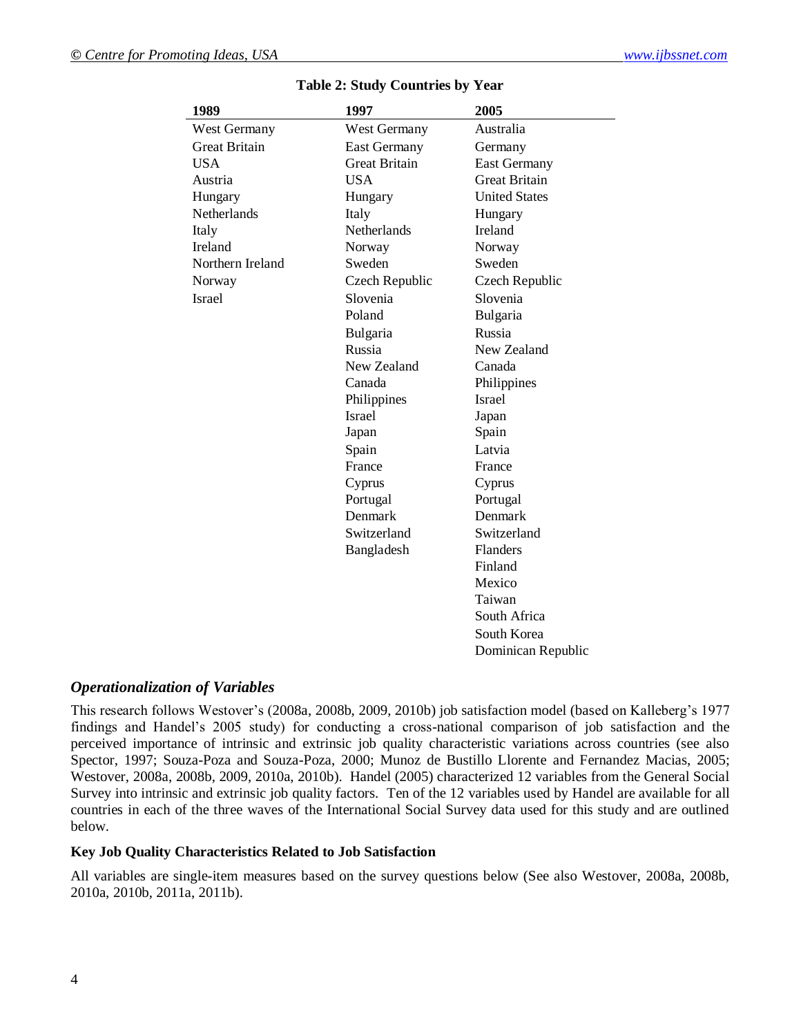**Table 2: Study Countries by Year**

| 1989 | 1997 | 2005 |
|---|---|---|
| West Germany | West Germany | Australia |
| Great Britain | East Germany | Germany |
| USA | Great Britain | East Germany |
| Austria | USA | Great Britain |
| Hungary | Hungary | United States |
| Netherlands | Italy | Hungary |
| Italy | Netherlands | Ireland |
| Ireland | Norway | Norway |
| Northern Ireland | Sweden | Sweden |
| Norway | Czech Republic | Czech Republic |
| Israel | Slovenia | Slovenia |
| | Poland | Bulgaria |
| | Bulgaria | Russia |
| | Russia | New Zealand |
| | New Zealand | Canada |
| | Canada | Philippines |
| | Philippines | Israel |
| | Israel | Japan |
| | Japan | Spain |
| | Spain | Latvia |
| | France | France |
| | Cyprus | Cyprus |
| | Portugal | Portugal |
| | Denmark | Denmark |
| | Switzerland | Switzerland |
| | Bangladesh | Flanders |
| | | Finland |
| | | Mexico |
| | | Taiwan |
| | | South Africa |
| | | South Korea |
| | | Dominican Republic |

### *Operationalization of Variables*

This research follows Westover's (2008a, 2008b, 2009, 2010b) job satisfaction model (based on Kalleberg's 1977 findings and Handel's 2005 study) for conducting a cross-national comparison of job satisfaction and the perceived importance of intrinsic and extrinsic job quality characteristic variations across countries (see also Spector, 1997; Souza-Poza and Souza-Poza, 2000; Munoz de Bustillo Llorente and Fernandez Macias, 2005; Westover, 2008a, 2008b, 2009, 2010a, 2010b). Handel (2005) characterized 12 variables from the General Social Survey into intrinsic and extrinsic job quality factors. Ten of the 12 variables used by Handel are available for all countries in each of the three waves of the International Social Survey data used for this study and are outlined below.

**Key Job Quality Characteristics Related to Job Satisfaction**

All variables are single-item measures based on the survey questions below (See also Westover, 2008a, 2008b, 2010a, 2010b, 2011a, 2011b).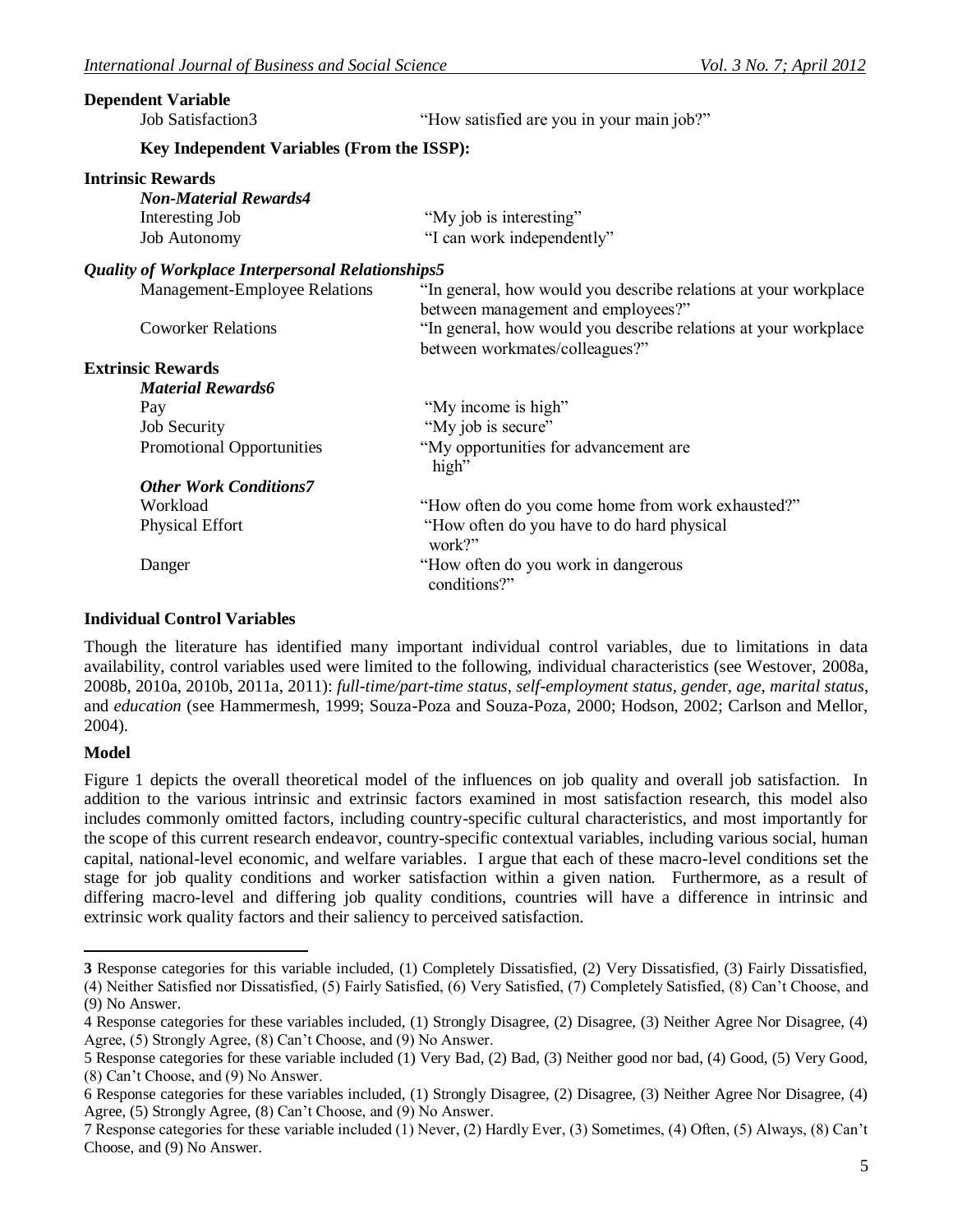**Dependent Variable**

Job Satisfaction[3] "How satisfied are you in your main job?"

**Key Independent Variables (From the ISSP):**

**Intrinsic Rewards**

***Non-Material Rewards[4]***

| | |
|---|---|
| Interesting Job | "My job is interesting" |
| Job Autonomy | "I can work independently" |

***Quality of Workplace Interpersonal Relationships[5]***

| | |
|---|---|
| Management-Employee Relations | "In general, how would you describe relations at your workplace between management and employees?" |
| Coworker Relations | "In general, how would you describe relations at your workplace between workmates/colleagues?" |

**Extrinsic Rewards**

***Material Rewards[6]***

| | |
|---|---|
| Pay | "My income is high" |
| Job Security | "My job is secure" |
| Promotional Opportunities | "My opportunities for advancement are high" |

***Other Work Conditions[7]***

| | |
|---|---|
| Workload | "How often do you come home from work exhausted?" |
| Physical Effort | "How often do you have to do hard physical work?" |
| Danger | "How often do you work in dangerous conditions?" |

**Individual Control Variables**

Though the literature has identified many important individual control variables, due to limitations in data availability, control variables used were limited to the following, individual characteristics (see Westover, 2008a, 2008b, 2010a, 2010b, 2011a, 2011): *full-time/part-time status*, *self-employment status*, *gender*, *age*, *marital status*, and *education* (see Hammermesh, 1999; Souza-Poza and Souza-Poza, 2000; Hodson, 2002; Carlson and Mellor, 2004).

**Model**

Figure 1 depicts the overall theoretical model of the influences on job quality and overall job satisfaction. In addition to the various intrinsic and extrinsic factors examined in most satisfaction research, this model also includes commonly omitted factors, including country-specific cultural characteristics, and most importantly for the scope of this current research endeavor, country-specific contextual variables, including various social, human capital, national-level economic, and welfare variables. I argue that each of these macro-level conditions set the stage for job quality conditions and worker satisfaction within a given nation. Furthermore, as a result of differing macro-level and differing job quality conditions, countries will have a difference in intrinsic and extrinsic work quality factors and their saliency to perceived satisfaction.

---

**3** Response categories for this variable included, (1) Completely Dissatisfied, (2) Very Dissatisfied, (3) Fairly Dissatisfied, (4) Neither Satisfied nor Dissatisfied, (5) Fairly Satisfied, (6) Very Satisfied, (7) Completely Satisfied, (8) Can't Choose, and (9) No Answer.

4 Response categories for these variables included, (1) Strongly Disagree, (2) Disagree, (3) Neither Agree Nor Disagree, (4) Agree, (5) Strongly Agree, (8) Can't Choose, and (9) No Answer.

5 Response categories for these variable included (1) Very Bad, (2) Bad, (3) Neither good nor bad, (4) Good, (5) Very Good, (8) Can't Choose, and (9) No Answer.

6 Response categories for these variables included, (1) Strongly Disagree, (2) Disagree, (3) Neither Agree Nor Disagree, (4) Agree, (5) Strongly Agree, (8) Can't Choose, and (9) No Answer.

7 Response categories for these variable included (1) Never, (2) Hardly Ever, (3) Sometimes, (4) Often, (5) Always, (8) Can't Choose, and (9) No Answer.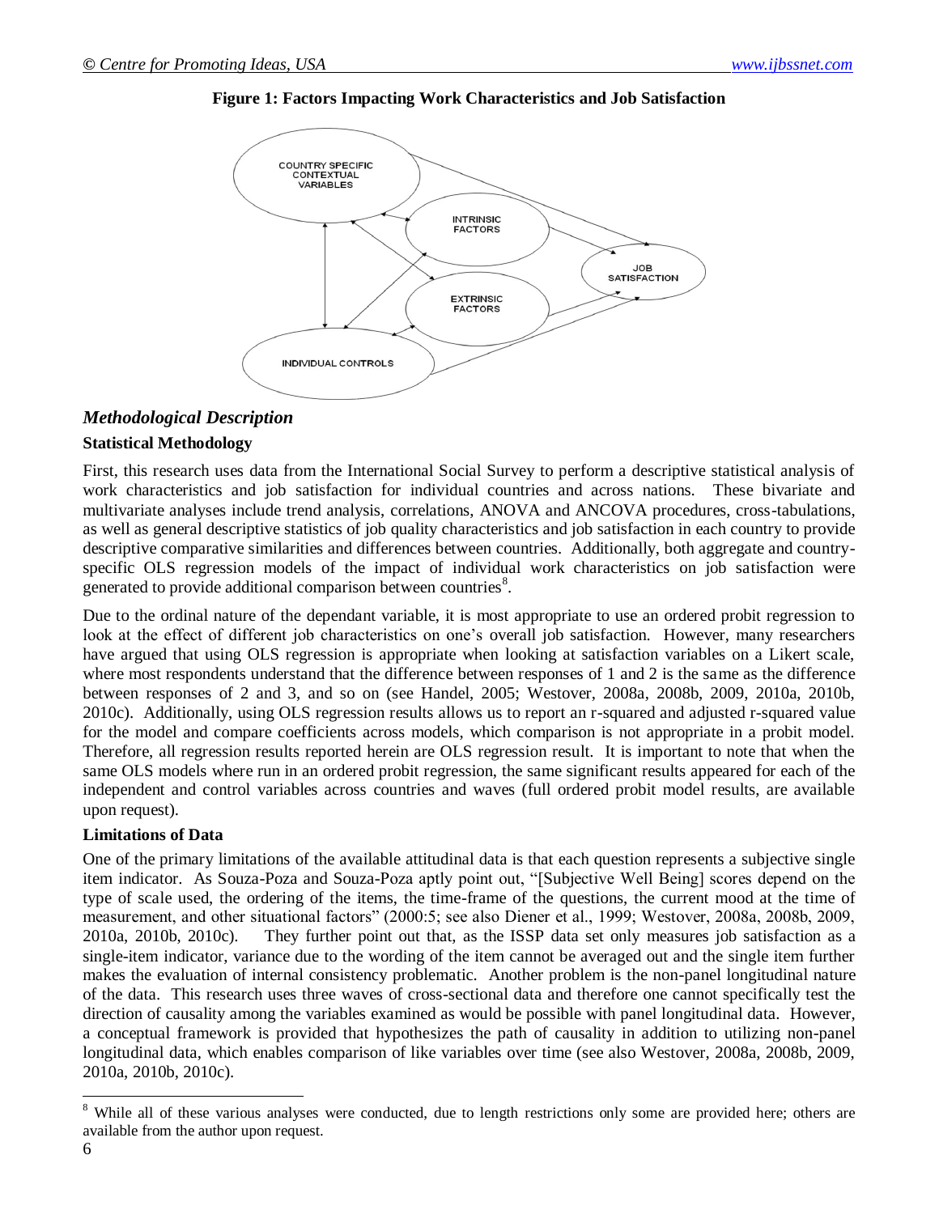**Figure 1: Factors Impacting Work Characteristics and Job Satisfaction**

## *Methodological Description*

### Statistical Methodology

First, this research uses data from the International Social Survey to perform a descriptive statistical analysis of work characteristics and job satisfaction for individual countries and across nations. These bivariate and multivariate analyses include trend analysis, correlations, ANOVA and ANCOVA procedures, cross-tabulations, as well as general descriptive statistics of job quality characteristics and job satisfaction in each country to provide descriptive comparative similarities and differences between countries. Additionally, both aggregate and country-specific OLS regression models of the impact of individual work characteristics on job satisfaction were generated to provide additional comparison between countries[8].

Due to the ordinal nature of the dependant variable, it is most appropriate to use an ordered probit regression to look at the effect of different job characteristics on one's overall job satisfaction. However, many researchers have argued that using OLS regression is appropriate when looking at satisfaction variables on a Likert scale, where most respondents understand that the difference between responses of 1 and 2 is the same as the difference between responses of 2 and 3, and so on (see Handel, 2005; Westover, 2008a, 2008b, 2009, 2010a, 2010b, 2010c). Additionally, using OLS regression results allows us to report an r-squared and adjusted r-squared value for the model and compare coefficients across models, which comparison is not appropriate in a probit model. Therefore, all regression results reported herein are OLS regression result. It is important to note that when the same OLS models where run in an ordered probit regression, the same significant results appeared for each of the independent and control variables across countries and waves (full ordered probit model results, are available upon request).

### Limitations of Data

One of the primary limitations of the available attitudinal data is that each question represents a subjective single item indicator. As Souza-Poza and Souza-Poza aptly point out, "[Subjective Well Being] scores depend on the type of scale used, the ordering of the items, the time-frame of the questions, the current mood at the time of measurement, and other situational factors" (2000:5; see also Diener et al., 1999; Westover, 2008a, 2008b, 2009, 2010a, 2010b, 2010c). They further point out that, as the ISSP data set only measures job satisfaction as a single-item indicator, variance due to the wording of the item cannot be averaged out and the single item further makes the evaluation of internal consistency problematic. Another problem is the non-panel longitudinal nature of the data. This research uses three waves of cross-sectional data and therefore one cannot specifically test the direction of causality among the variables examined as would be possible with panel longitudinal data. However, a conceptual framework is provided that hypothesizes the path of causality in addition to utilizing non-panel longitudinal data, which enables comparison of like variables over time (see also Westover, 2008a, 2008b, 2009, 2010a, 2010b, 2010c).

[8] While all of these various analyses were conducted, due to length restrictions only some are provided here; others are available from the author upon request.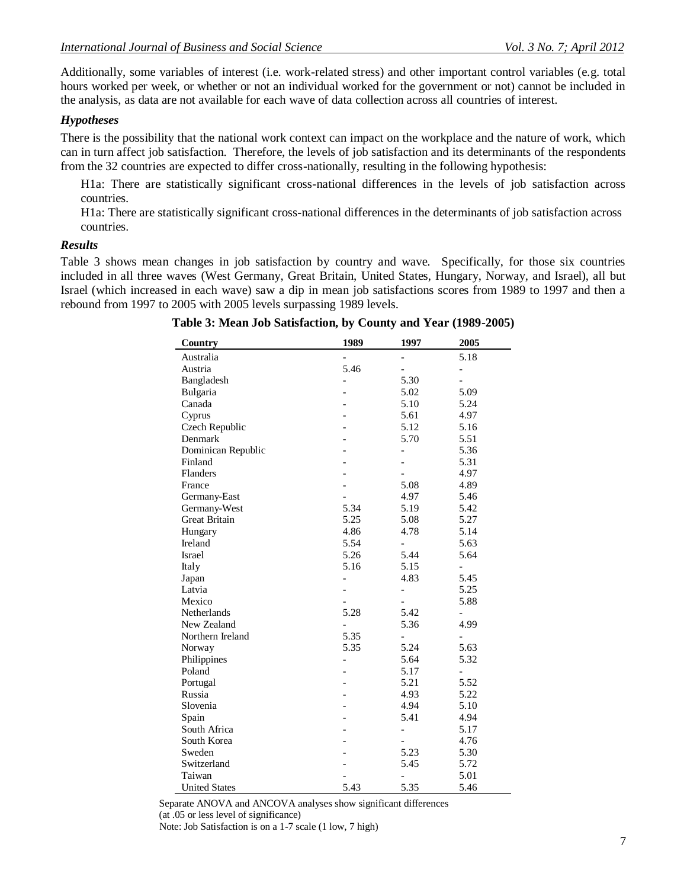Additionally, some variables of interest (i.e. work-related stress) and other important control variables (e.g. total hours worked per week, or whether or not an individual worked for the government or not) cannot be included in the analysis, as data are not available for each wave of data collection across all countries of interest.

### *Hypotheses*

There is the possibility that the national work context can impact on the workplace and the nature of work, which can in turn affect job satisfaction. Therefore, the levels of job satisfaction and its determinants of the respondents from the 32 countries are expected to differ cross-nationally, resulting in the following hypothesis:

> H1a: There are statistically significant cross-national differences in the levels of job satisfaction across countries.
>
> H1a: There are statistically significant cross-national differences in the determinants of job satisfaction across countries.

### *Results*

Table 3 shows mean changes in job satisfaction by country and wave. Specifically, for those six countries included in all three waves (West Germany, Great Britain, United States, Hungary, Norway, and Israel), all but Israel (which increased in each wave) saw a dip in mean job satisfactions scores from 1989 to 1997 and then a rebound from 1997 to 2005 with 2005 levels surpassing 1989 levels.

**Table 3: Mean Job Satisfaction, by County and Year (1989-2005)**

| Country | 1989 | 1997 | 2005 |
|---|---|---|---|
| Australia | - | - | 5.18 |
| Austria | 5.46 | - | - |
| Bangladesh | - | 5.30 | - |
| Bulgaria | - | 5.02 | 5.09 |
| Canada | - | 5.10 | 5.24 |
| Cyprus | - | 5.61 | 4.97 |
| Czech Republic | - | 5.12 | 5.16 |
| Denmark | - | 5.70 | 5.51 |
| Dominican Republic | - | - | 5.36 |
| Finland | - | - | 5.31 |
| Flanders | - | - | 4.97 |
| France | - | 5.08 | 4.89 |
| Germany-East | - | 4.97 | 5.46 |
| Germany-West | 5.34 | 5.19 | 5.42 |
| Great Britain | 5.25 | 5.08 | 5.27 |
| Hungary | 4.86 | 4.78 | 5.14 |
| Ireland | 5.54 | - | 5.63 |
| Israel | 5.26 | 5.44 | 5.64 |
| Italy | 5.16 | 5.15 | - |
| Japan | - | 4.83 | 5.45 |
| Latvia | - | - | 5.25 |
| Mexico | - | - | 5.88 |
| Netherlands | 5.28 | 5.42 | - |
| New Zealand | - | 5.36 | 4.99 |
| Northern Ireland | 5.35 | - | - |
| Norway | 5.35 | 5.24 | 5.63 |
| Philippines | - | 5.64 | 5.32 |
| Poland | - | 5.17 | - |
| Portugal | - | 5.21 | 5.52 |
| Russia | - | 4.93 | 5.22 |
| Slovenia | - | 4.94 | 5.10 |
| Spain | - | 5.41 | 4.94 |
| South Africa | - | - | 5.17 |
| South Korea | - | - | 4.76 |
| Sweden | - | 5.23 | 5.30 |
| Switzerland | - | 5.45 | 5.72 |
| Taiwan | - | - | 5.01 |
| United States | 5.43 | 5.35 | 5.46 |

Separate ANOVA and ANCOVA analyses show significant differences (at .05 or less level of significance)

Note: Job Satisfaction is on a 1-7 scale (1 low, 7 high)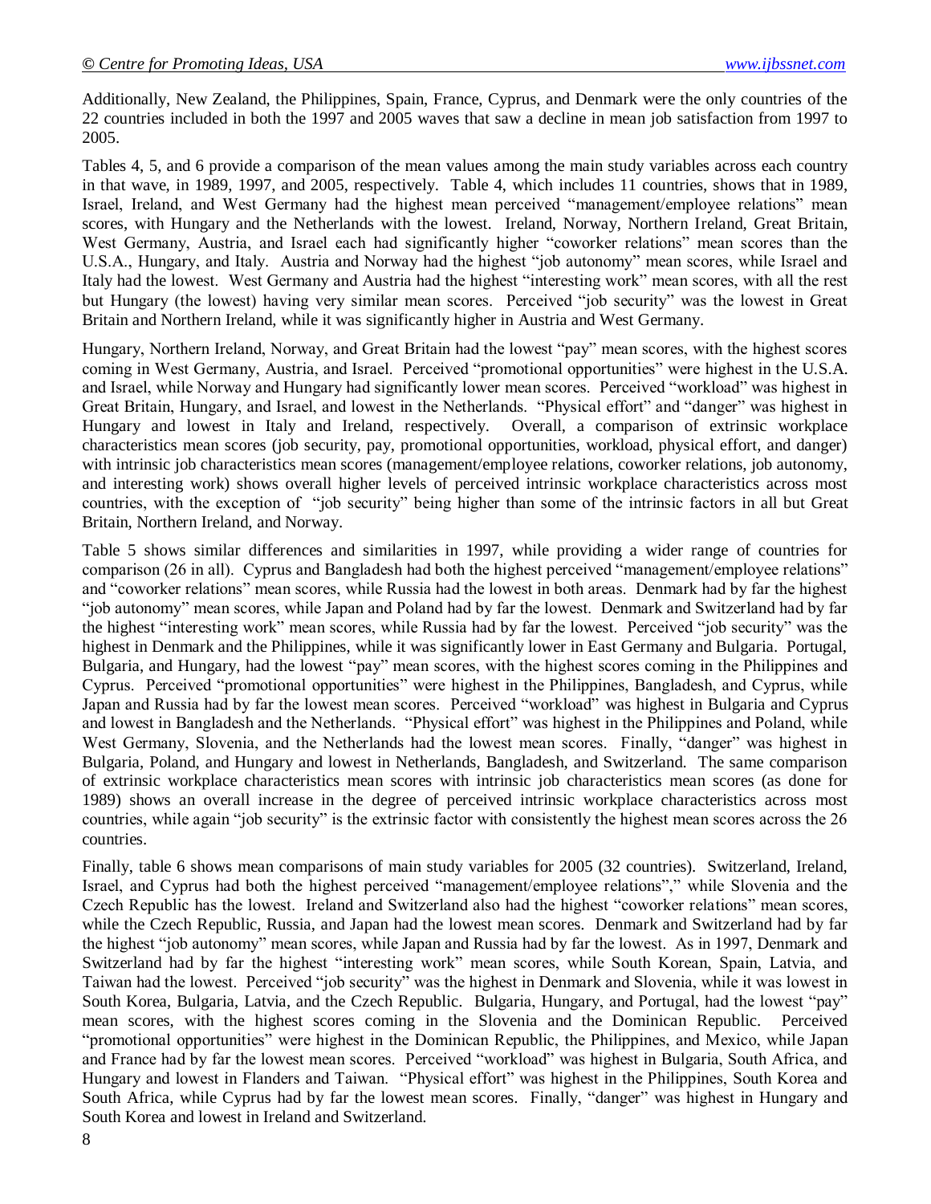Additionally, New Zealand, the Philippines, Spain, France, Cyprus, and Denmark were the only countries of the 22 countries included in both the 1997 and 2005 waves that saw a decline in mean job satisfaction from 1997 to 2005.

Tables 4, 5, and 6 provide a comparison of the mean values among the main study variables across each country in that wave, in 1989, 1997, and 2005, respectively. Table 4, which includes 11 countries, shows that in 1989, Israel, Ireland, and West Germany had the highest mean perceived "management/employee relations" mean scores, with Hungary and the Netherlands with the lowest. Ireland, Norway, Northern Ireland, Great Britain, West Germany, Austria, and Israel each had significantly higher "coworker relations" mean scores than the U.S.A., Hungary, and Italy. Austria and Norway had the highest "job autonomy" mean scores, while Israel and Italy had the lowest. West Germany and Austria had the highest "interesting work" mean scores, with all the rest but Hungary (the lowest) having very similar mean scores. Perceived "job security" was the lowest in Great Britain and Northern Ireland, while it was significantly higher in Austria and West Germany.

Hungary, Northern Ireland, Norway, and Great Britain had the lowest "pay" mean scores, with the highest scores coming in West Germany, Austria, and Israel. Perceived "promotional opportunities" were highest in the U.S.A. and Israel, while Norway and Hungary had significantly lower mean scores. Perceived "workload" was highest in Great Britain, Hungary, and Israel, and lowest in the Netherlands. "Physical effort" and "danger" was highest in Hungary and lowest in Italy and Ireland, respectively. Overall, a comparison of extrinsic workplace characteristics mean scores (job security, pay, promotional opportunities, workload, physical effort, and danger) with intrinsic job characteristics mean scores (management/employee relations, coworker relations, job autonomy, and interesting work) shows overall higher levels of perceived intrinsic workplace characteristics across most countries, with the exception of "job security" being higher than some of the intrinsic factors in all but Great Britain, Northern Ireland, and Norway.

Table 5 shows similar differences and similarities in 1997, while providing a wider range of countries for comparison (26 in all). Cyprus and Bangladesh had both the highest perceived "management/employee relations" and "coworker relations" mean scores, while Russia had the lowest in both areas. Denmark had by far the highest "job autonomy" mean scores, while Japan and Poland had by far the lowest. Denmark and Switzerland had by far the highest "interesting work" mean scores, while Russia had by far the lowest. Perceived "job security" was the highest in Denmark and the Philippines, while it was significantly lower in East Germany and Bulgaria. Portugal, Bulgaria, and Hungary, had the lowest "pay" mean scores, with the highest scores coming in the Philippines and Cyprus. Perceived "promotional opportunities" were highest in the Philippines, Bangladesh, and Cyprus, while Japan and Russia had by far the lowest mean scores. Perceived "workload" was highest in Bulgaria and Cyprus and lowest in Bangladesh and the Netherlands. "Physical effort" was highest in the Philippines and Poland, while West Germany, Slovenia, and the Netherlands had the lowest mean scores. Finally, "danger" was highest in Bulgaria, Poland, and Hungary and lowest in Netherlands, Bangladesh, and Switzerland. The same comparison of extrinsic workplace characteristics mean scores with intrinsic job characteristics mean scores (as done for 1989) shows an overall increase in the degree of perceived intrinsic workplace characteristics across most countries, while again "job security" is the extrinsic factor with consistently the highest mean scores across the 26 countries.

Finally, table 6 shows mean comparisons of main study variables for 2005 (32 countries). Switzerland, Ireland, Israel, and Cyprus had both the highest perceived "management/employee relations"," while Slovenia and the Czech Republic has the lowest. Ireland and Switzerland also had the highest "coworker relations" mean scores, while the Czech Republic, Russia, and Japan had the lowest mean scores. Denmark and Switzerland had by far the highest "job autonomy" mean scores, while Japan and Russia had by far the lowest. As in 1997, Denmark and Switzerland had by far the highest "interesting work" mean scores, while South Korean, Spain, Latvia, and Taiwan had the lowest. Perceived "job security" was the highest in Denmark and Slovenia, while it was lowest in South Korea, Bulgaria, Latvia, and the Czech Republic. Bulgaria, Hungary, and Portugal, had the lowest "pay" mean scores, with the highest scores coming in the Slovenia and the Dominican Republic. Perceived "promotional opportunities" were highest in the Dominican Republic, the Philippines, and Mexico, while Japan and France had by far the lowest mean scores. Perceived "workload" was highest in Bulgaria, South Africa, and Hungary and lowest in Flanders and Taiwan. "Physical effort" was highest in the Philippines, South Korea and South Africa, while Cyprus had by far the lowest mean scores. Finally, "danger" was highest in Hungary and South Korea and lowest in Ireland and Switzerland.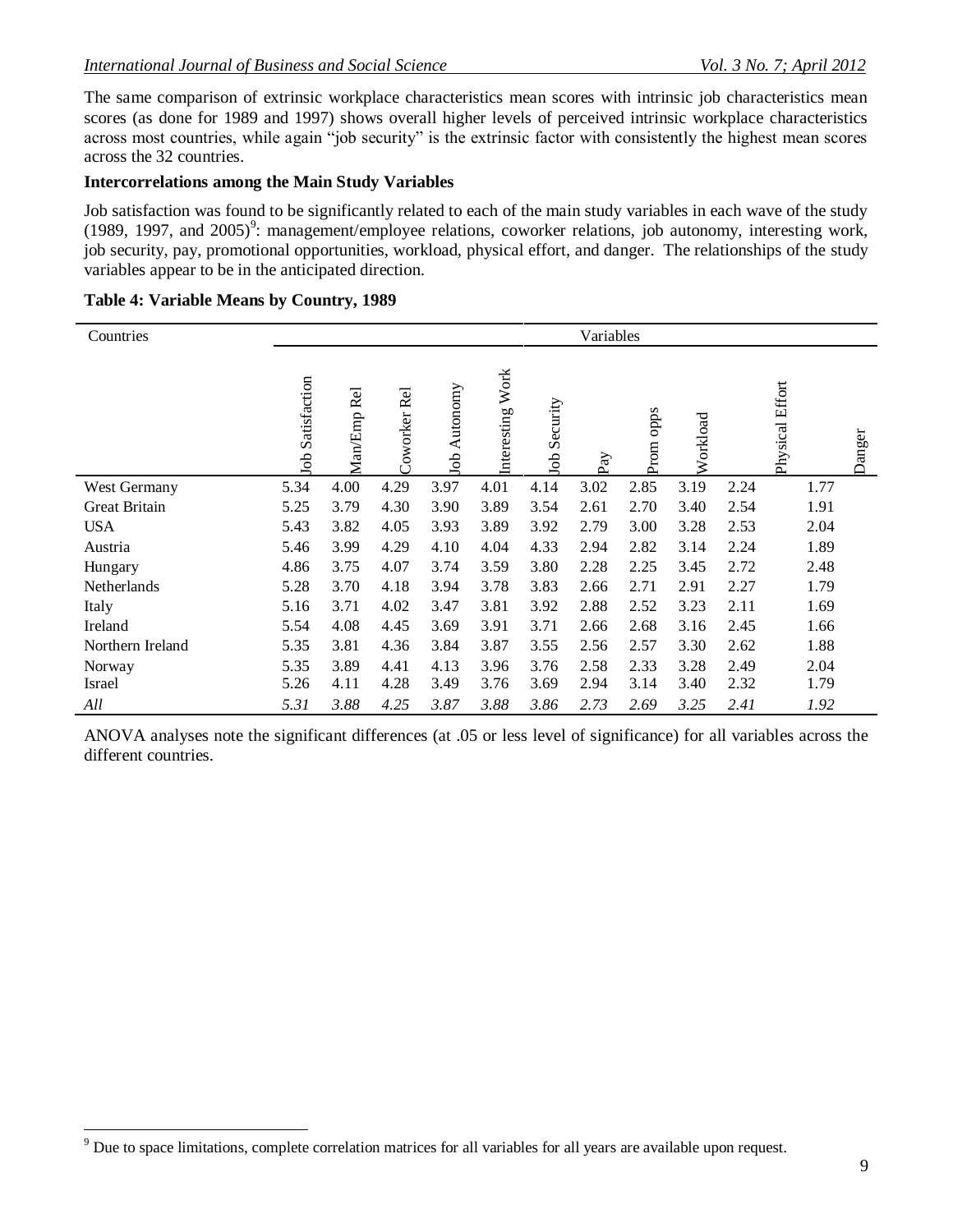The same comparison of extrinsic workplace characteristics mean scores with intrinsic job characteristics mean scores (as done for 1989 and 1997) shows overall higher levels of perceived intrinsic workplace characteristics across most countries, while again "job security" is the extrinsic factor with consistently the highest mean scores across the 32 countries.

**Intercorrelations among the Main Study Variables**

Job satisfaction was found to be significantly related to each of the main study variables in each wave of the study (1989, 1997, and 2005)[9]: management/employee relations, coworker relations, job autonomy, interesting work, job security, pay, promotional opportunities, workload, physical effort, and danger. The relationships of the study variables appear to be in the anticipated direction.

**Table 4: Variable Means by Country, 1989**

| Countries | Variables | | | | | | | | | | |
|---|---|---|---|---|---|---|---|---|---|---|---|
| | Job Satisfaction | Man/Emp Rel | Coworker Rel | Job Autonomy | Interesting Work | Job Security | Pay | Prom opps | Workload | Physical Effort | Danger |
| West Germany | 5.34 | 4.00 | 4.29 | 3.97 | 4.01 | 4.14 | 3.02 | 2.85 | 3.19 | 2.24 | 1.77 |
| Great Britain | 5.25 | 3.79 | 4.30 | 3.90 | 3.89 | 3.54 | 2.61 | 2.70 | 3.40 | 2.54 | 1.91 |
| USA | 5.43 | 3.82 | 4.05 | 3.93 | 3.89 | 3.92 | 2.79 | 3.00 | 3.28 | 2.53 | 2.04 |
| Austria | 5.46 | 3.99 | 4.29 | 4.10 | 4.04 | 4.33 | 2.94 | 2.82 | 3.14 | 2.24 | 1.89 |
| Hungary | 4.86 | 3.75 | 4.07 | 3.74 | 3.59 | 3.80 | 2.28 | 2.25 | 3.45 | 2.72 | 2.48 |
| Netherlands | 5.28 | 3.70 | 4.18 | 3.94 | 3.78 | 3.83 | 2.66 | 2.71 | 2.91 | 2.27 | 1.79 |
| Italy | 5.16 | 3.71 | 4.02 | 3.47 | 3.81 | 3.92 | 2.88 | 2.52 | 3.23 | 2.11 | 1.69 |
| Ireland | 5.54 | 4.08 | 4.45 | 3.69 | 3.91 | 3.71 | 2.66 | 2.68 | 3.16 | 2.45 | 1.66 |
| Northern Ireland | 5.35 | 3.81 | 4.36 | 3.84 | 3.87 | 3.55 | 2.56 | 2.57 | 3.30 | 2.62 | 1.88 |
| Norway | 5.35 | 3.89 | 4.41 | 4.13 | 3.96 | 3.76 | 2.58 | 2.33 | 3.28 | 2.49 | 2.04 |
| Israel | 5.26 | 4.11 | 4.28 | 3.49 | 3.76 | 3.69 | 2.94 | 3.14 | 3.40 | 2.32 | 1.79 |
| *All* | *5.31* | *3.88* | *4.25* | *3.87* | *3.88* | *3.86* | *2.73* | *2.69* | *3.25* | *2.41* | *1.92* |

ANOVA analyses note the significant differences (at .05 or less level of significance) for all variables across the different countries.

[9] Due to space limitations, complete correlation matrices for all variables for all years are available upon request.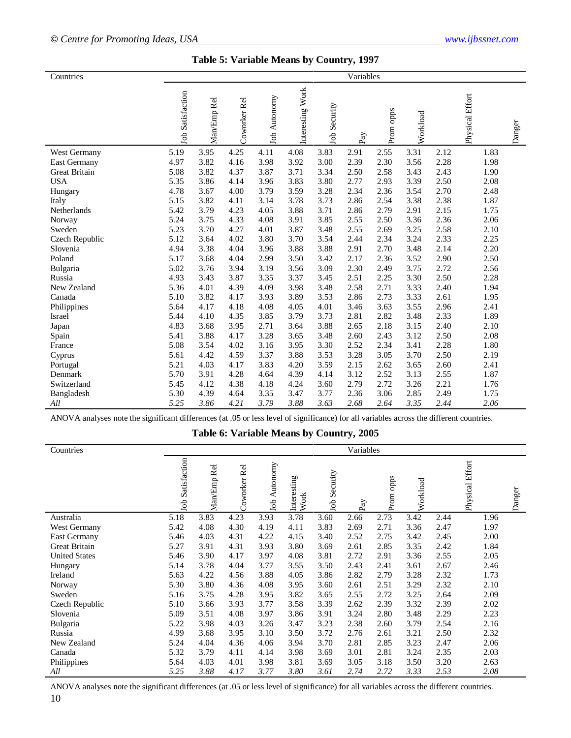**Table 5: Variable Means by Country, 1997**

| Countries | Variables | | | | | | | | | | |
|---|---|---|---|---|---|---|---|---|---|---|---|
| | Job Satisfaction | Man/Emp Rel | Coworker Rel | Job Autonomy | Interesting Work | Job Security | Pay | Prom opps | Workload | Physical Effort | Danger |
| West Germany | 5.19 | 3.95 | 4.25 | 4.11 | 4.08 | 3.83 | 2.91 | 2.55 | 3.31 | 2.12 | 1.83 |
| East Germany | 4.97 | 3.82 | 4.16 | 3.98 | 3.92 | 3.00 | 2.39 | 2.30 | 3.56 | 2.28 | 1.98 |
| Great Britain | 5.08 | 3.82 | 4.37 | 3.87 | 3.71 | 3.34 | 2.50 | 2.58 | 3.43 | 2.43 | 1.90 |
| USA | 5.35 | 3.86 | 4.14 | 3.96 | 3.83 | 3.80 | 2.77 | 2.93 | 3.39 | 2.50 | 2.08 |
| Hungary | 4.78 | 3.67 | 4.00 | 3.79 | 3.59 | 3.28 | 2.34 | 2.36 | 3.54 | 2.70 | 2.48 |
| Italy | 5.15 | 3.82 | 4.11 | 3.14 | 3.78 | 3.73 | 2.86 | 2.54 | 3.38 | 2.38 | 1.87 |
| Netherlands | 5.42 | 3.79 | 4.23 | 4.05 | 3.88 | 3.71 | 2.86 | 2.79 | 2.91 | 2.15 | 1.75 |
| Norway | 5.24 | 3.75 | 4.33 | 4.08 | 3.91 | 3.85 | 2.55 | 2.50 | 3.36 | 2.36 | 2.06 |
| Sweden | 5.23 | 3.70 | 4.27 | 4.01 | 3.87 | 3.48 | 2.55 | 2.69 | 3.25 | 2.58 | 2.10 |
| Czech Republic | 5.12 | 3.64 | 4.02 | 3.80 | 3.70 | 3.54 | 2.44 | 2.34 | 3.24 | 2.33 | 2.25 |
| Slovenia | 4.94 | 3.38 | 4.04 | 3.96 | 3.88 | 3.88 | 2.91 | 2.70 | 3.48 | 2.14 | 2.20 |
| Poland | 5.17 | 3.68 | 4.04 | 2.99 | 3.50 | 3.42 | 2.17 | 2.36 | 3.52 | 2.90 | 2.50 |
| Bulgaria | 5.02 | 3.76 | 3.94 | 3.19 | 3.56 | 3.09 | 2.30 | 2.49 | 3.75 | 2.72 | 2.56 |
| Russia | 4.93 | 3.43 | 3.87 | 3.35 | 3.37 | 3.45 | 2.51 | 2.25 | 3.30 | 2.50 | 2.28 |
| New Zealand | 5.36 | 4.01 | 4.39 | 4.09 | 3.98 | 3.48 | 2.58 | 2.71 | 3.33 | 2.40 | 1.94 |
| Canada | 5.10 | 3.82 | 4.17 | 3.93 | 3.89 | 3.53 | 2.86 | 2.73 | 3.33 | 2.61 | 1.95 |
| Philippines | 5.64 | 4.17 | 4.18 | 4.08 | 4.05 | 4.01 | 3.46 | 3.63 | 3.55 | 2.96 | 2.41 |
| Israel | 5.44 | 4.10 | 4.35 | 3.85 | 3.79 | 3.73 | 2.81 | 2.82 | 3.48 | 2.33 | 1.89 |
| Japan | 4.83 | 3.68 | 3.95 | 2.71 | 3.64 | 3.88 | 2.65 | 2.18 | 3.15 | 2.40 | 2.10 |
| Spain | 5.41 | 3.88 | 4.17 | 3.28 | 3.65 | 3.48 | 2.60 | 2.43 | 3.12 | 2.50 | 2.08 |
| France | 5.08 | 3.54 | 4.02 | 3.16 | 3.95 | 3.30 | 2.52 | 2.34 | 3.41 | 2.28 | 1.80 |
| Cyprus | 5.61 | 4.42 | 4.59 | 3.37 | 3.88 | 3.53 | 3.28 | 3.05 | 3.70 | 2.50 | 2.19 |
| Portugal | 5.21 | 4.03 | 4.17 | 3.83 | 4.20 | 3.59 | 2.15 | 2.62 | 3.65 | 2.60 | 2.41 |
| Denmark | 5.70 | 3.91 | 4.28 | 4.64 | 4.39 | 4.14 | 3.12 | 2.52 | 3.13 | 2.55 | 1.87 |
| Switzerland | 5.45 | 4.12 | 4.38 | 4.18 | 4.24 | 3.60 | 2.79 | 2.72 | 3.26 | 2.21 | 1.76 |
| Bangladesh | 5.30 | 4.39 | 4.64 | 3.35 | 3.47 | 3.77 | 2.36 | 3.06 | 2.85 | 2.49 | 1.75 |
| *All* | *5.25* | *3.86* | *4.21* | *3.79* | *3.88* | *3.63* | *2.68* | *2.64* | *3.35* | *2.44* | *2.06* |

ANOVA analyses note the significant differences (at .05 or less level of significance) for all variables across the different countries.

**Table 6: Variable Means by Country, 2005**

| Countries | Variables | | | | | | | | | | |
|---|---|---|---|---|---|---|---|---|---|---|---|
| | Job Satisfaction | Man/Emp Rel | Coworker Rel | Job Autonomy | Interesting Work | Job Security | Pay | Prom opps | Workload | Physical Effort | Danger |
| Australia | 5.18 | 3.83 | 4.23 | 3.93 | 3.78 | 3.60 | 2.66 | 2.73 | 3.42 | 2.44 | 1.96 |
| West Germany | 5.42 | 4.08 | 4.30 | 4.19 | 4.11 | 3.83 | 2.69 | 2.71 | 3.36 | 2.47 | 1.97 |
| East Germany | 5.46 | 4.03 | 4.31 | 4.22 | 4.15 | 3.40 | 2.52 | 2.75 | 3.42 | 2.45 | 2.00 |
| Great Britain | 5.27 | 3.91 | 4.31 | 3.93 | 3.80 | 3.69 | 2.61 | 2.85 | 3.35 | 2.42 | 1.84 |
| United States | 5.46 | 3.90 | 4.17 | 3.97 | 4.08 | 3.81 | 2.72 | 2.91 | 3.36 | 2.55 | 2.05 |
| Hungary | 5.14 | 3.78 | 4.04 | 3.77 | 3.55 | 3.50 | 2.43 | 2.41 | 3.61 | 2.67 | 2.46 |
| Ireland | 5.63 | 4.22 | 4.56 | 3.88 | 4.05 | 3.86 | 2.82 | 2.79 | 3.28 | 2.32 | 1.73 |
| Norway | 5.30 | 3.80 | 4.36 | 4.08 | 3.95 | 3.60 | 2.61 | 2.51 | 3.29 | 2.32 | 2.10 |
| Sweden | 5.16 | 3.75 | 4.28 | 3.95 | 3.82 | 3.65 | 2.55 | 2.72 | 3.25 | 2.64 | 2.09 |
| Czech Republic | 5.10 | 3.66 | 3.93 | 3.77 | 3.58 | 3.39 | 2.62 | 2.39 | 3.32 | 2.39 | 2.02 |
| Slovenia | 5.09 | 3.51 | 4.08 | 3.97 | 3.86 | 3.91 | 3.24 | 2.80 | 3.48 | 2.29 | 2.23 |
| Bulgaria | 5.22 | 3.98 | 4.03 | 3.26 | 3.47 | 3.23 | 2.38 | 2.60 | 3.79 | 2.54 | 2.16 |
| Russia | 4.99 | 3.68 | 3.95 | 3.10 | 3.50 | 3.72 | 2.76 | 2.61 | 3.21 | 2.50 | 2.32 |
| New Zealand | 5.24 | 4.04 | 4.36 | 4.06 | 3.94 | 3.70 | 2.81 | 2.85 | 3.23 | 2.47 | 2.06 |
| Canada | 5.32 | 3.79 | 4.11 | 4.14 | 3.98 | 3.69 | 3.01 | 2.81 | 3.24 | 2.35 | 2.03 |
| Philippines | 5.64 | 4.03 | 4.01 | 3.98 | 3.81 | 3.69 | 3.05 | 3.18 | 3.50 | 3.20 | 2.63 |
| *All* | *5.25* | *3.88* | *4.17* | *3.77* | *3.80* | *3.61* | *2.74* | *2.72* | *3.33* | *2.53* | *2.08* |

ANOVA analyses note the significant differences (at .05 or less level of significance) for all variables across the different countries.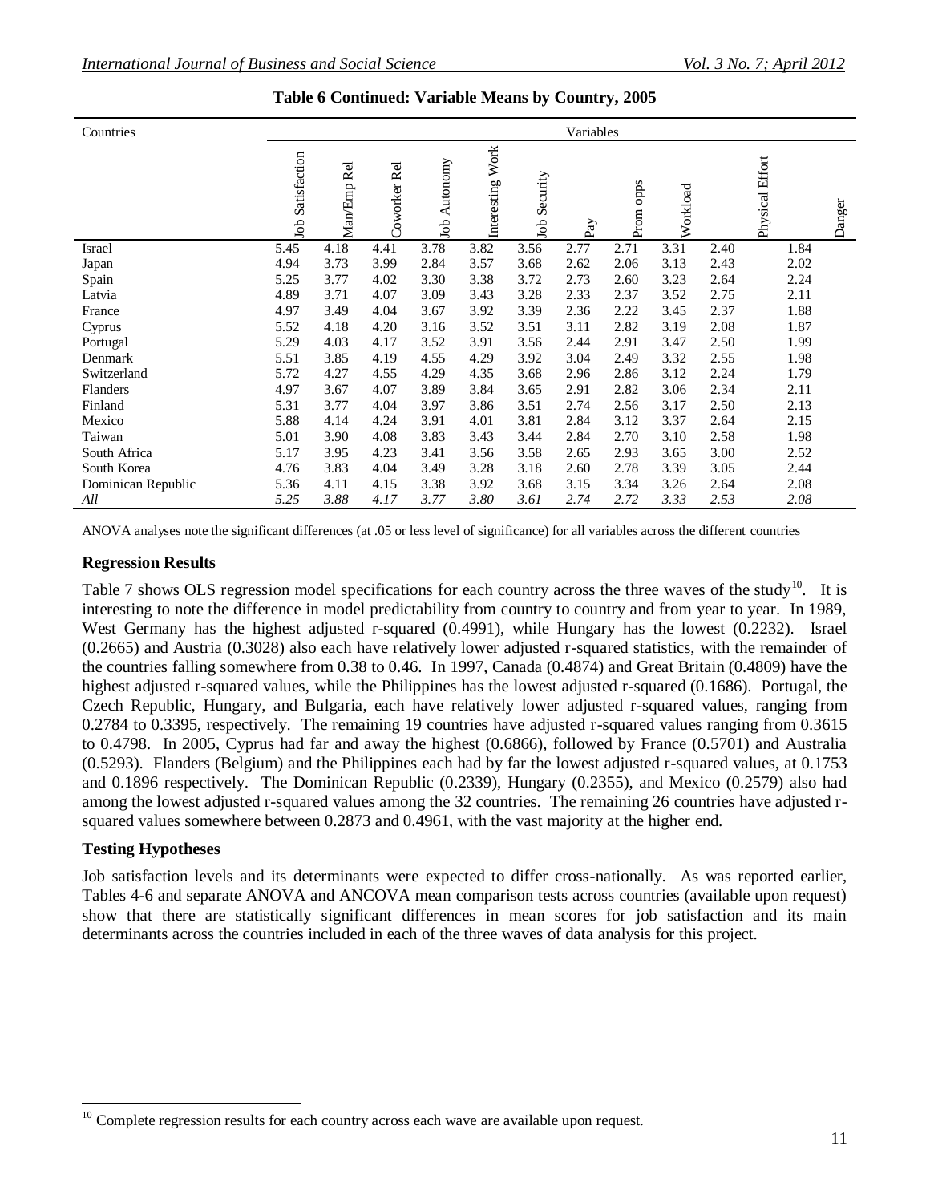**Table 6 Continued: Variable Means by Country, 2005**

| Countries | Variables | | | | | | | | | | |
|---|---|---|---|---|---|---|---|---|---|---|---|
| | Job Satisfaction | Man/Emp Rel | Coworker Rel | Job Autonomy | Interesting Work | Job Security | Pay | Prom opps | Workload | Physical Effort | Danger |
| Israel | 5.45 | 4.18 | 4.41 | 3.78 | 3.82 | 3.56 | 2.77 | 2.71 | 3.31 | 2.40 | 1.84 |
| Japan | 4.94 | 3.73 | 3.99 | 2.84 | 3.57 | 3.68 | 2.62 | 2.06 | 3.13 | 2.43 | 2.02 |
| Spain | 5.25 | 3.77 | 4.02 | 3.30 | 3.38 | 3.72 | 2.73 | 2.60 | 3.23 | 2.64 | 2.24 |
| Latvia | 4.89 | 3.71 | 4.07 | 3.09 | 3.43 | 3.28 | 2.33 | 2.37 | 3.52 | 2.75 | 2.11 |
| France | 4.97 | 3.49 | 4.04 | 3.67 | 3.92 | 3.39 | 2.36 | 2.22 | 3.45 | 2.37 | 1.88 |
| Cyprus | 5.52 | 4.18 | 4.20 | 3.16 | 3.52 | 3.51 | 3.11 | 2.82 | 3.19 | 2.08 | 1.87 |
| Portugal | 5.29 | 4.03 | 4.17 | 3.52 | 3.91 | 3.56 | 2.44 | 2.91 | 3.47 | 2.50 | 1.99 |
| Denmark | 5.51 | 3.85 | 4.19 | 4.55 | 4.29 | 3.92 | 3.04 | 2.49 | 3.32 | 2.55 | 1.98 |
| Switzerland | 5.72 | 4.27 | 4.55 | 4.29 | 4.35 | 3.68 | 2.96 | 2.86 | 3.12 | 2.24 | 1.79 |
| Flanders | 4.97 | 3.67 | 4.07 | 3.89 | 3.84 | 3.65 | 2.91 | 2.82 | 3.06 | 2.34 | 2.11 |
| Finland | 5.31 | 3.77 | 4.04 | 3.97 | 3.86 | 3.51 | 2.74 | 2.56 | 3.17 | 2.50 | 2.13 |
| Mexico | 5.88 | 4.14 | 4.24 | 3.91 | 4.01 | 3.81 | 2.84 | 3.12 | 3.37 | 2.64 | 2.15 |
| Taiwan | 5.01 | 3.90 | 4.08 | 3.83 | 3.43 | 3.44 | 2.84 | 2.70 | 3.10 | 2.58 | 1.98 |
| South Africa | 5.17 | 3.95 | 4.23 | 3.41 | 3.56 | 3.58 | 2.65 | 2.93 | 3.65 | 3.00 | 2.52 |
| South Korea | 4.76 | 3.83 | 4.04 | 3.49 | 3.28 | 3.18 | 2.60 | 2.78 | 3.39 | 3.05 | 2.44 |
| Dominican Republic | 5.36 | 4.11 | 4.15 | 3.38 | 3.92 | 3.68 | 3.15 | 3.34 | 3.26 | 2.64 | 2.08 |
| *All* | *5.25* | *3.88* | *4.17* | *3.77* | *3.80* | *3.61* | *2.74* | *2.72* | *3.33* | *2.53* | *2.08* |

ANOVA analyses note the significant differences (at .05 or less level of significance) for all variables across the different countries

### Regression Results

Table 7 shows OLS regression model specifications for each country across the three waves of the study[10]. It is interesting to note the difference in model predictability from country to country and from year to year. In 1989, West Germany has the highest adjusted r-squared (0.4991), while Hungary has the lowest (0.2232). Israel (0.2665) and Austria (0.3028) also each have relatively lower adjusted r-squared statistics, with the remainder of the countries falling somewhere from 0.38 to 0.46. In 1997, Canada (0.4874) and Great Britain (0.4809) have the highest adjusted r-squared values, while the Philippines has the lowest adjusted r-squared (0.1686). Portugal, the Czech Republic, Hungary, and Bulgaria, each have relatively lower adjusted r-squared values, ranging from 0.2784 to 0.3395, respectively. The remaining 19 countries have adjusted r-squared values ranging from 0.3615 to 0.4798. In 2005, Cyprus had far and away the highest (0.6866), followed by France (0.5701) and Australia (0.5293). Flanders (Belgium) and the Philippines each had by far the lowest adjusted r-squared values, at 0.1753 and 0.1896 respectively. The Dominican Republic (0.2339), Hungary (0.2355), and Mexico (0.2579) also had among the lowest adjusted r-squared values among the 32 countries. The remaining 26 countries have adjusted r-squared values somewhere between 0.2873 and 0.4961, with the vast majority at the higher end.

### Testing Hypotheses

Job satisfaction levels and its determinants were expected to differ cross-nationally. As was reported earlier, Tables 4-6 and separate ANOVA and ANCOVA mean comparison tests across countries (available upon request) show that there are statistically significant differences in mean scores for job satisfaction and its main determinants across the countries included in each of the three waves of data analysis for this project.

---

[10] Complete regression results for each country across each wave are available upon request.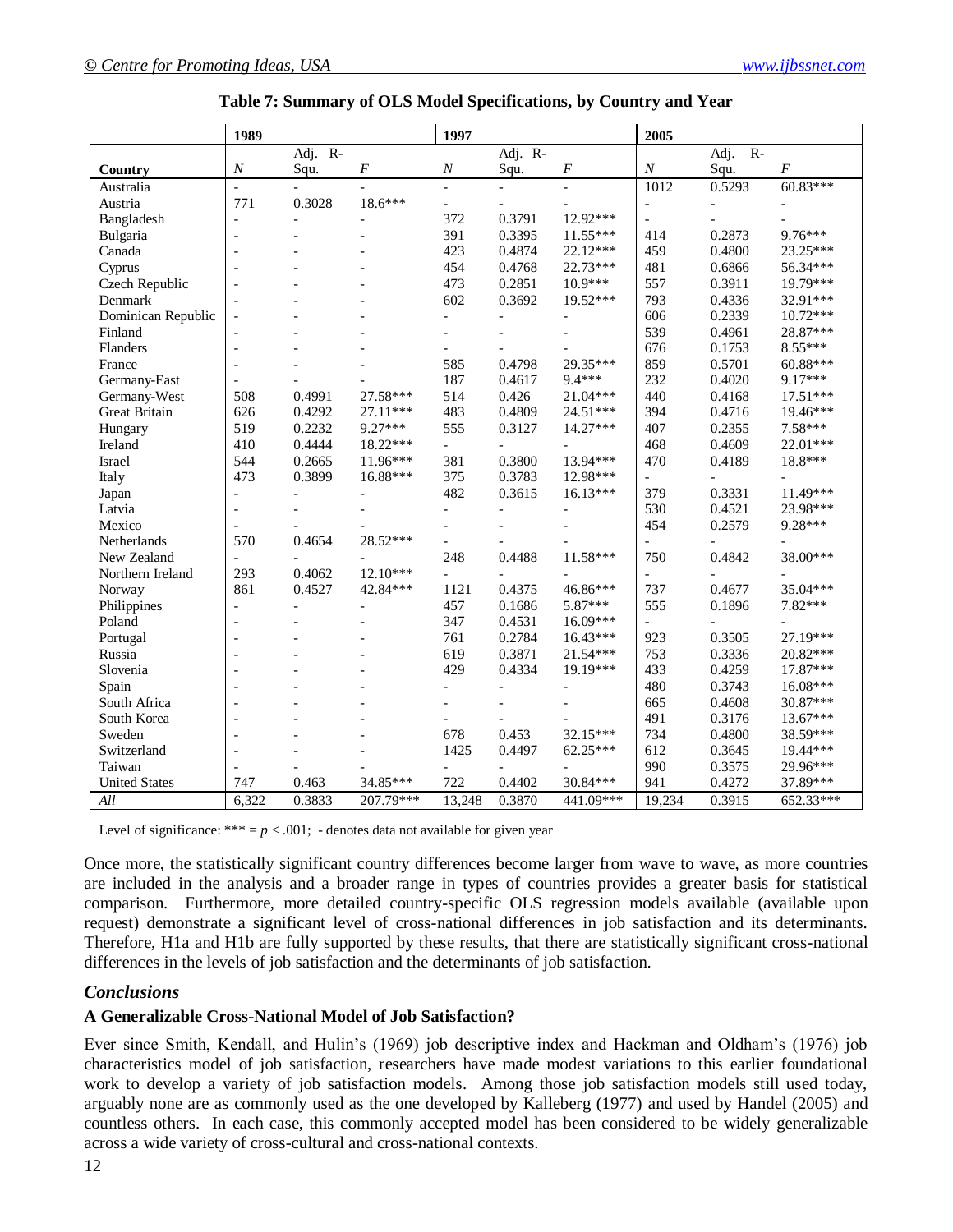**Table 7: Summary of OLS Model Specifications, by Country and Year**

| | 1989 | | | 1997 | | | 2005 | | |
|---|---|---|---|---|---|---|---|---|---|
| **Country** | *N* | Adj. R-Squ. | *F* | *N* | Adj. R-Squ. | *F* | *N* | Adj. R-Squ. | *F* |
| Australia | - | - | - | - | - | - | 1012 | 0.5293 | 60.83*** |
| Austria | 771 | 0.3028 | 18.6*** | - | - | - | - | - | - |
| Bangladesh | - | - | - | 372 | 0.3791 | 12.92*** | - | - | - |
| Bulgaria | - | - | - | 391 | 0.3395 | 11.55*** | 414 | 0.2873 | 9.76*** |
| Canada | - | - | - | 423 | 0.4874 | 22.12*** | 459 | 0.4800 | 23.25*** |
| Cyprus | - | - | - | 454 | 0.4768 | 22.73*** | 481 | 0.6866 | 56.34*** |
| Czech Republic | - | - | - | 473 | 0.2851 | 10.9*** | 557 | 0.3911 | 19.79*** |
| Denmark | - | - | - | 602 | 0.3692 | 19.52*** | 793 | 0.4336 | 32.91*** |
| Dominican Republic | - | - | - | - | - | - | 606 | 0.2339 | 10.72*** |
| Finland | - | - | - | - | - | - | 539 | 0.4961 | 28.87*** |
| Flanders | - | - | - | - | - | - | 676 | 0.1753 | 8.55*** |
| France | - | - | - | 585 | 0.4798 | 29.35*** | 859 | 0.5701 | 60.88*** |
| Germany-East | - | - | - | 187 | 0.4617 | 9.4*** | 232 | 0.4020 | 9.17*** |
| Germany-West | 508 | 0.4991 | 27.58*** | 514 | 0.426 | 21.04*** | 440 | 0.4168 | 17.51*** |
| Great Britain | 626 | 0.4292 | 27.11*** | 483 | 0.4809 | 24.51*** | 394 | 0.4716 | 19.46*** |
| Hungary | 519 | 0.2232 | 9.27*** | 555 | 0.3127 | 14.27*** | 407 | 0.2355 | 7.58*** |
| Ireland | 410 | 0.4444 | 18.22*** | - | - | - | 468 | 0.4609 | 22.01*** |
| Israel | 544 | 0.2665 | 11.96*** | 381 | 0.3800 | 13.94*** | 470 | 0.4189 | 18.8*** |
| Italy | 473 | 0.3899 | 16.88*** | 375 | 0.3783 | 12.98*** | - | - | - |
| Japan | - | - | - | 482 | 0.3615 | 16.13*** | 379 | 0.3331 | 11.49*** |
| Latvia | - | - | - | - | - | - | 530 | 0.4521 | 23.98*** |
| Mexico | - | - | - | - | - | - | 454 | 0.2579 | 9.28*** |
| Netherlands | 570 | 0.4654 | 28.52*** | - | - | - | - | - | - |
| New Zealand | - | - | - | 248 | 0.4488 | 11.58*** | 750 | 0.4842 | 38.00*** |
| Northern Ireland | 293 | 0.4062 | 12.10*** | - | - | - | - | - | - |
| Norway | 861 | 0.4527 | 42.84*** | 1121 | 0.4375 | 46.86*** | 737 | 0.4677 | 35.04*** |
| Philippines | - | - | - | 457 | 0.1686 | 5.87*** | 555 | 0.1896 | 7.82*** |
| Poland | - | - | - | 347 | 0.4531 | 16.09*** | - | - | - |
| Portugal | - | - | - | 761 | 0.2784 | 16.43*** | 923 | 0.3505 | 27.19*** |
| Russia | - | - | - | 619 | 0.3871 | 21.54*** | 753 | 0.3336 | 20.82*** |
| Slovenia | - | - | - | 429 | 0.4334 | 19.19*** | 433 | 0.4259 | 17.87*** |
| Spain | - | - | - | - | - | - | 480 | 0.3743 | 16.08*** |
| South Africa | - | - | - | - | - | - | 665 | 0.4608 | 30.87*** |
| South Korea | - | - | - | - | - | - | 491 | 0.3176 | 13.67*** |
| Sweden | - | - | - | 678 | 0.453 | 32.15*** | 734 | 0.4800 | 38.59*** |
| Switzerland | - | - | - | 1425 | 0.4497 | 62.25*** | 612 | 0.3645 | 19.44*** |
| Taiwan | - | - | - | - | - | - | 990 | 0.3575 | 29.96*** |
| United States | 747 | 0.463 | 34.85*** | 722 | 0.4402 | 30.84*** | 941 | 0.4272 | 37.89*** |
| *All* | 6,322 | 0.3833 | 207.79*** | 13,248 | 0.3870 | 441.09*** | 19,234 | 0.3915 | 652.33*** |

Level of significance: *** = $p < .001$; - denotes data not available for given year

Once more, the statistically significant country differences become larger from wave to wave, as more countries are included in the analysis and a broader range in types of countries provides a greater basis for statistical comparison. Furthermore, more detailed country-specific OLS regression models available (available upon request) demonstrate a significant level of cross-national differences in job satisfaction and its determinants. Therefore, H1a and H1b are fully supported by these results, that there are statistically significant cross-national differences in the levels of job satisfaction and the determinants of job satisfaction.

## *Conclusions*

### A Generalizable Cross-National Model of Job Satisfaction?

Ever since Smith, Kendall, and Hulin's (1969) job descriptive index and Hackman and Oldham's (1976) job characteristics model of job satisfaction, researchers have made modest variations to this earlier foundational work to develop a variety of job satisfaction models. Among those job satisfaction models still used today, arguably none are as commonly used as the one developed by Kalleberg (1977) and used by Handel (2005) and countless others. In each case, this commonly accepted model has been considered to be widely generalizable across a wide variety of cross-cultural and cross-national contexts.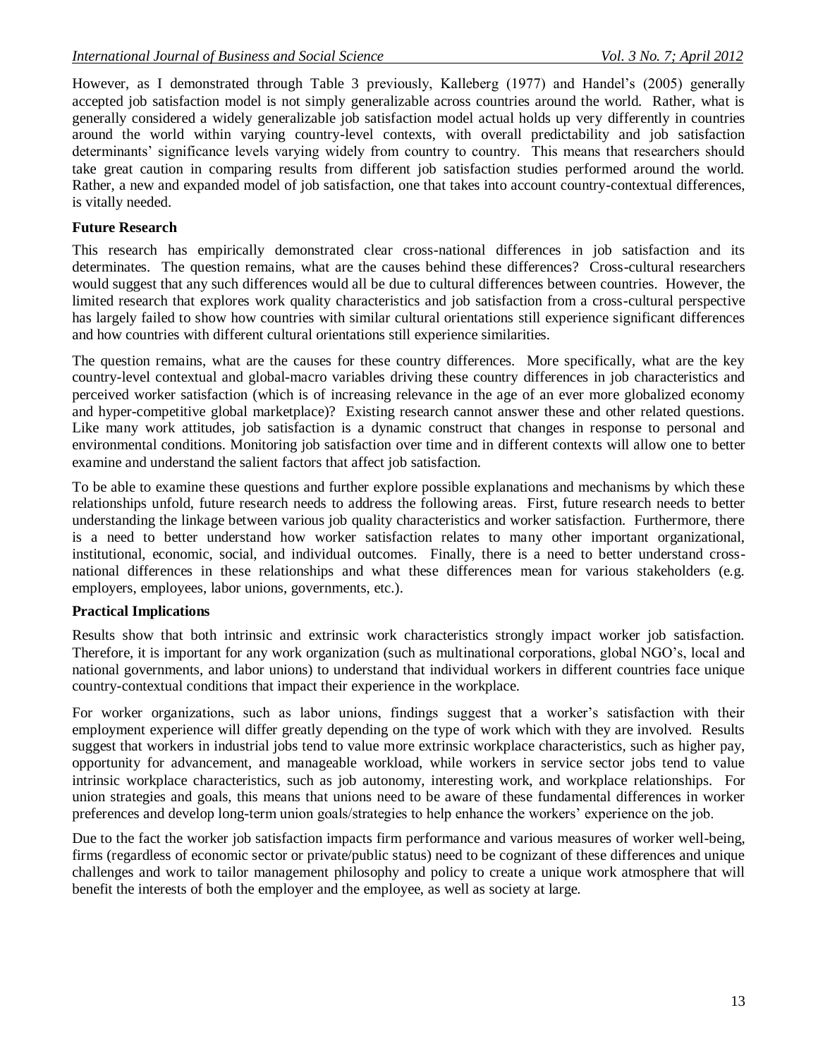However, as I demonstrated through Table 3 previously, Kalleberg (1977) and Handel's (2005) generally accepted job satisfaction model is not simply generalizable across countries around the world. Rather, what is generally considered a widely generalizable job satisfaction model actual holds up very differently in countries around the world within varying country-level contexts, with overall predictability and job satisfaction determinants' significance levels varying widely from country to country. This means that researchers should take great caution in comparing results from different job satisfaction studies performed around the world. Rather, a new and expanded model of job satisfaction, one that takes into account country-contextual differences, is vitally needed.

**Future Research**

This research has empirically demonstrated clear cross-national differences in job satisfaction and its determinates. The question remains, what are the causes behind these differences? Cross-cultural researchers would suggest that any such differences would all be due to cultural differences between countries. However, the limited research that explores work quality characteristics and job satisfaction from a cross-cultural perspective has largely failed to show how countries with similar cultural orientations still experience significant differences and how countries with different cultural orientations still experience similarities.

The question remains, what are the causes for these country differences. More specifically, what are the key country-level contextual and global-macro variables driving these country differences in job characteristics and perceived worker satisfaction (which is of increasing relevance in the age of an ever more globalized economy and hyper-competitive global marketplace)? Existing research cannot answer these and other related questions. Like many work attitudes, job satisfaction is a dynamic construct that changes in response to personal and environmental conditions. Monitoring job satisfaction over time and in different contexts will allow one to better examine and understand the salient factors that affect job satisfaction.

To be able to examine these questions and further explore possible explanations and mechanisms by which these relationships unfold, future research needs to address the following areas. First, future research needs to better understanding the linkage between various job quality characteristics and worker satisfaction. Furthermore, there is a need to better understand how worker satisfaction relates to many other important organizational, institutional, economic, social, and individual outcomes. Finally, there is a need to better understand cross-national differences in these relationships and what these differences mean for various stakeholders (e.g. employers, employees, labor unions, governments, etc.).

**Practical Implications**

Results show that both intrinsic and extrinsic work characteristics strongly impact worker job satisfaction. Therefore, it is important for any work organization (such as multinational corporations, global NGO's, local and national governments, and labor unions) to understand that individual workers in different countries face unique country-contextual conditions that impact their experience in the workplace.

For worker organizations, such as labor unions, findings suggest that a worker's satisfaction with their employment experience will differ greatly depending on the type of work which with they are involved. Results suggest that workers in industrial jobs tend to value more extrinsic workplace characteristics, such as higher pay, opportunity for advancement, and manageable workload, while workers in service sector jobs tend to value intrinsic workplace characteristics, such as job autonomy, interesting work, and workplace relationships. For union strategies and goals, this means that unions need to be aware of these fundamental differences in worker preferences and develop long-term union goals/strategies to help enhance the workers' experience on the job.

Due to the fact the worker job satisfaction impacts firm performance and various measures of worker well-being, firms (regardless of economic sector or private/public status) need to be cognizant of these differences and unique challenges and work to tailor management philosophy and policy to create a unique work atmosphere that will benefit the interests of both the employer and the employee, as well as society at large.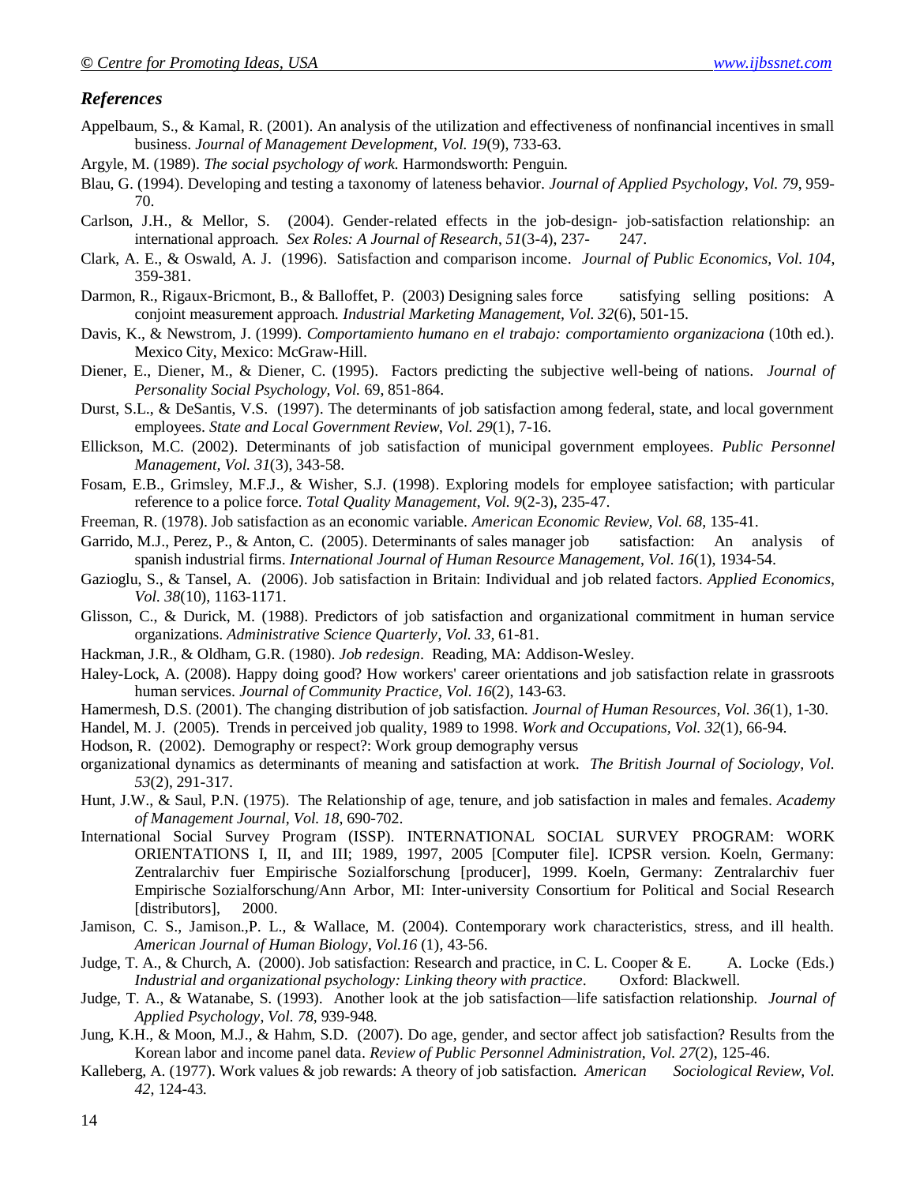### *References*

Appelbaum, S., & Kamal, R. (2001). An analysis of the utilization and effectiveness of nonfinancial incentives in small business. *Journal of Management Development, Vol. 19*(9), 733-63.

Argyle, M. (1989). *The social psychology of work*. Harmondsworth: Penguin.

Blau, G. (1994). Developing and testing a taxonomy of lateness behavior. *Journal of Applied Psychology, Vol. 79*, 959-70.

Carlson, J.H., & Mellor, S. (2004). Gender-related effects in the job-design- job-satisfaction relationship: an international approach. *Sex Roles: A Journal of Research*, *51*(3-4), 237- 247.

Clark, A. E., & Oswald, A. J. (1996). Satisfaction and comparison income. *Journal of Public Economics*, *Vol. 104*, 359-381.

Darmon, R., Rigaux-Bricmont, B., & Balloffet, P. (2003) Designing sales force satisfying selling positions: A conjoint measurement approach. *Industrial Marketing Management, Vol. 32*(6), 501-15.

Davis, K., & Newstrom, J. (1999). *Comportamiento humano en el trabajo: comportamiento organizaciona* (10th ed.). Mexico City, Mexico: McGraw-Hill.

Diener, E., Diener, M., & Diener, C. (1995). Factors predicting the subjective well-being of nations. *Journal of Personality Social Psychology, Vol.* 69, 851-864.

Durst, S.L., & DeSantis, V.S. (1997). The determinants of job satisfaction among federal, state, and local government employees. *State and Local Government Review*, *Vol. 29*(1), 7-16.

Ellickson, M.C. (2002). Determinants of job satisfaction of municipal government employees. *Public Personnel Management, Vol. 31*(3), 343-58.

Fosam, E.B., Grimsley, M.F.J., & Wisher, S.J. (1998). Exploring models for employee satisfaction; with particular reference to a police force. *Total Quality Management, Vol. 9*(2-3), 235-47.

Freeman, R. (1978). Job satisfaction as an economic variable. *American Economic Review, Vol. 68*, 135-41.

Garrido, M.J., Perez, P., & Anton, C. (2005). Determinants of sales manager job satisfaction: An analysis of spanish industrial firms. *International Journal of Human Resource Management, Vol. 16*(1), 1934-54.

Gazioglu, S., & Tansel, A. (2006). Job satisfaction in Britain: Individual and job related factors. *Applied Economics*, *Vol. 38*(10), 1163-1171.

Glisson, C., & Durick, M. (1988). Predictors of job satisfaction and organizational commitment in human service organizations. *Administrative Science Quarterly, Vol. 33*, 61-81.

Hackman, J.R., & Oldham, G.R. (1980). *Job redesign*. Reading, MA: Addison-Wesley.

Haley-Lock, A. (2008). Happy doing good? How workers' career orientations and job satisfaction relate in grassroots human services. *Journal of Community Practice, Vol. 16*(2), 143-63.

Hamermesh, D.S. (2001). The changing distribution of job satisfaction. *Journal of Human Resources, Vol. 36*(1), 1-30.

Handel, M. J. (2005). Trends in perceived job quality, 1989 to 1998. *Work and Occupations, Vol. 32*(1), 66-94.

Hodson, R. (2002). Demography or respect?: Work group demography versus organizational dynamics as determinants of meaning and satisfaction at work. *The British Journal of Sociology, Vol. 53*(2), 291-317.

Hunt, J.W., & Saul, P.N. (1975). The Relationship of age, tenure, and job satisfaction in males and females. *Academy of Management Journal, Vol. 18*, 690-702.

International Social Survey Program (ISSP). INTERNATIONAL SOCIAL SURVEY PROGRAM: WORK ORIENTATIONS I, II, and III; 1989, 1997, 2005 [Computer file]. ICPSR version. Koeln, Germany: Zentralarchiv fuer Empirische Sozialforschung [producer], 1999. Koeln, Germany: Zentralarchiv fuer Empirische Sozialforschung/Ann Arbor, MI: Inter-university Consortium for Political and Social Research [distributors], 2000.

Jamison, C. S., Jamison.,P. L., & Wallace, M. (2004). Contemporary work characteristics, stress, and ill health. *American Journal of Human Biology*, *Vol.16* (1), 43-56.

Judge, T. A., & Church, A. (2000). Job satisfaction: Research and practice, in C. L. Cooper & E. A. Locke (Eds.) *Industrial and organizational psychology: Linking theory with practice*. Oxford: Blackwell.

Judge, T. A., & Watanabe, S. (1993). Another look at the job satisfaction—life satisfaction relationship. *Journal of Applied Psychology, Vol. 78*, 939-948.

Jung, K.H., & Moon, M.J., & Hahm, S.D. (2007). Do age, gender, and sector affect job satisfaction? Results from the Korean labor and income panel data. *Review of Public Personnel Administration, Vol. 27*(2), 125-46.

Kalleberg, A. (1977). Work values & job rewards: A theory of job satisfaction. *American Sociological Review, Vol. 42*, 124-43.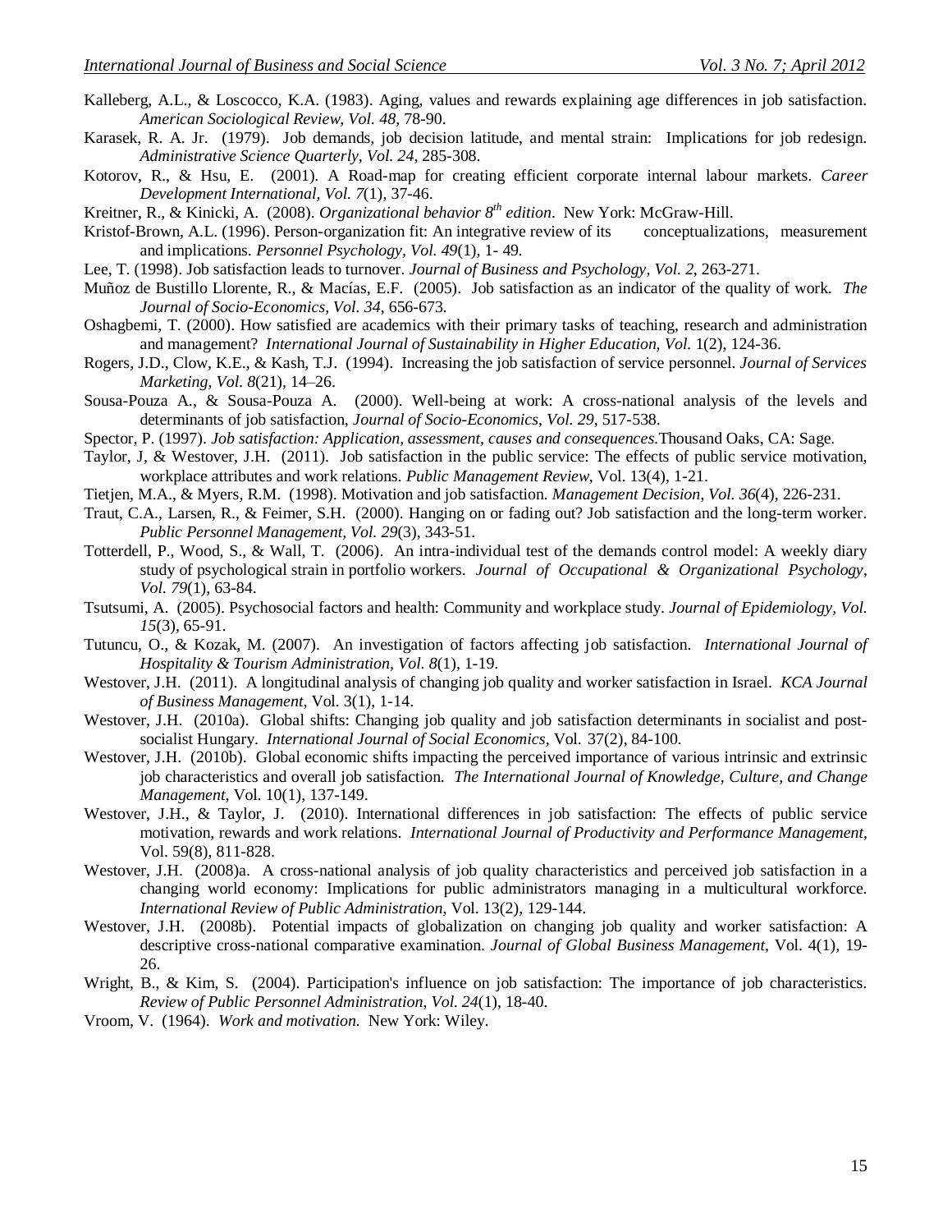Kalleberg, A.L., & Loscocco, K.A. (1983). Aging, values and rewards explaining age differences in job satisfaction. *American Sociological Review, Vol. 48*, 78-90.

Karasek, R. A. Jr. (1979). Job demands, job decision latitude, and mental strain: Implications for job redesign. *Administrative Science Quarterly, Vol. 24*, 285-308.

Kotorov, R., & Hsu, E. (2001). A Road-map for creating efficient corporate internal labour markets. *Career Development International, Vol. 7*(1), 37-46.

Kreitner, R., & Kinicki, A. (2008). *Organizational behavior 8th edition*. New York: McGraw-Hill.

Kristof-Brown, A.L. (1996). Person-organization fit: An integrative review of its conceptualizations, measurement and implications. *Personnel Psychology, Vol. 49*(1), 1- 49.

Lee, T. (1998). Job satisfaction leads to turnover. *Journal of Business and Psychology, Vol. 2*, 263-271.

Muñoz de Bustillo Llorente, R., & Macías, E.F. (2005). Job satisfaction as an indicator of the quality of work. *The Journal of Socio-Economics, Vol. 34*, 656-673.

Oshagbemi, T. (2000). How satisfied are academics with their primary tasks of teaching, research and administration and management? *International Journal of Sustainability in Higher Education, Vol.* 1(2), 124-36.

Rogers, J.D., Clow, K.E., & Kash, T.J. (1994). Increasing the job satisfaction of service personnel. *Journal of Services Marketing, Vol. 8*(21), 14–26.

Sousa-Pouza A., & Sousa-Pouza A. (2000). Well-being at work: A cross-national analysis of the levels and determinants of job satisfaction, *Journal of Socio-Economics, Vol. 29*, 517-538.

Spector, P. (1997). *Job satisfaction: Application, assessment, causes and consequences.*Thousand Oaks, CA: Sage.

Taylor, J, & Westover, J.H. (2011). Job satisfaction in the public service: The effects of public service motivation, workplace attributes and work relations. *Public Management Review*, Vol. 13(4), 1-21.

Tietjen, M.A., & Myers, R.M. (1998). Motivation and job satisfaction. *Management Decision, Vol. 36*(4), 226-231.

Traut, C.A., Larsen, R., & Feimer, S.H. (2000). Hanging on or fading out? Job satisfaction and the long-term worker. *Public Personnel Management, Vol. 29*(3), 343-51.

Totterdell, P., Wood, S., & Wall, T. (2006). An intra-individual test of the demands control model: A weekly diary study of psychological strain in portfolio workers. *Journal of Occupational & Organizational Psychology, Vol. 79*(1), 63-84.

Tsutsumi, A. (2005). Psychosocial factors and health: Community and workplace study. *Journal of Epidemiology, Vol. 15*(3), 65-91.

Tutuncu, O., & Kozak, M. (2007). An investigation of factors affecting job satisfaction. *International Journal of Hospitality & Tourism Administration, Vol. 8*(1), 1-19.

Westover, J.H. (2011). A longitudinal analysis of changing job quality and worker satisfaction in Israel. *KCA Journal of Business Management*, Vol. 3(1), 1-14.

Westover, J.H. (2010a). Global shifts: Changing job quality and job satisfaction determinants in socialist and post-socialist Hungary. *International Journal of Social Economics*, Vol. 37(2), 84-100.

Westover, J.H. (2010b). Global economic shifts impacting the perceived importance of various intrinsic and extrinsic job characteristics and overall job satisfaction. *The International Journal of Knowledge, Culture, and Change Management*, Vol. 10(1), 137-149.

Westover, J.H., & Taylor, J. (2010). International differences in job satisfaction: The effects of public service motivation, rewards and work relations. *International Journal of Productivity and Performance Management*, Vol. 59(8), 811-828.

Westover, J.H. (2008)a. A cross-national analysis of job quality characteristics and perceived job satisfaction in a changing world economy: Implications for public administrators managing in a multicultural workforce. *International Review of Public Administration*, Vol. 13(2), 129-144.

Westover, J.H. (2008b). Potential impacts of globalization on changing job quality and worker satisfaction: A descriptive cross-national comparative examination. *Journal of Global Business Management*, Vol. 4(1), 19-26.

Wright, B., & Kim, S. (2004). Participation's influence on job satisfaction: The importance of job characteristics. *Review of Public Personnel Administration, Vol. 24*(1), 18-40.

Vroom, V. (1964). *Work and motivation.* New York: Wiley.